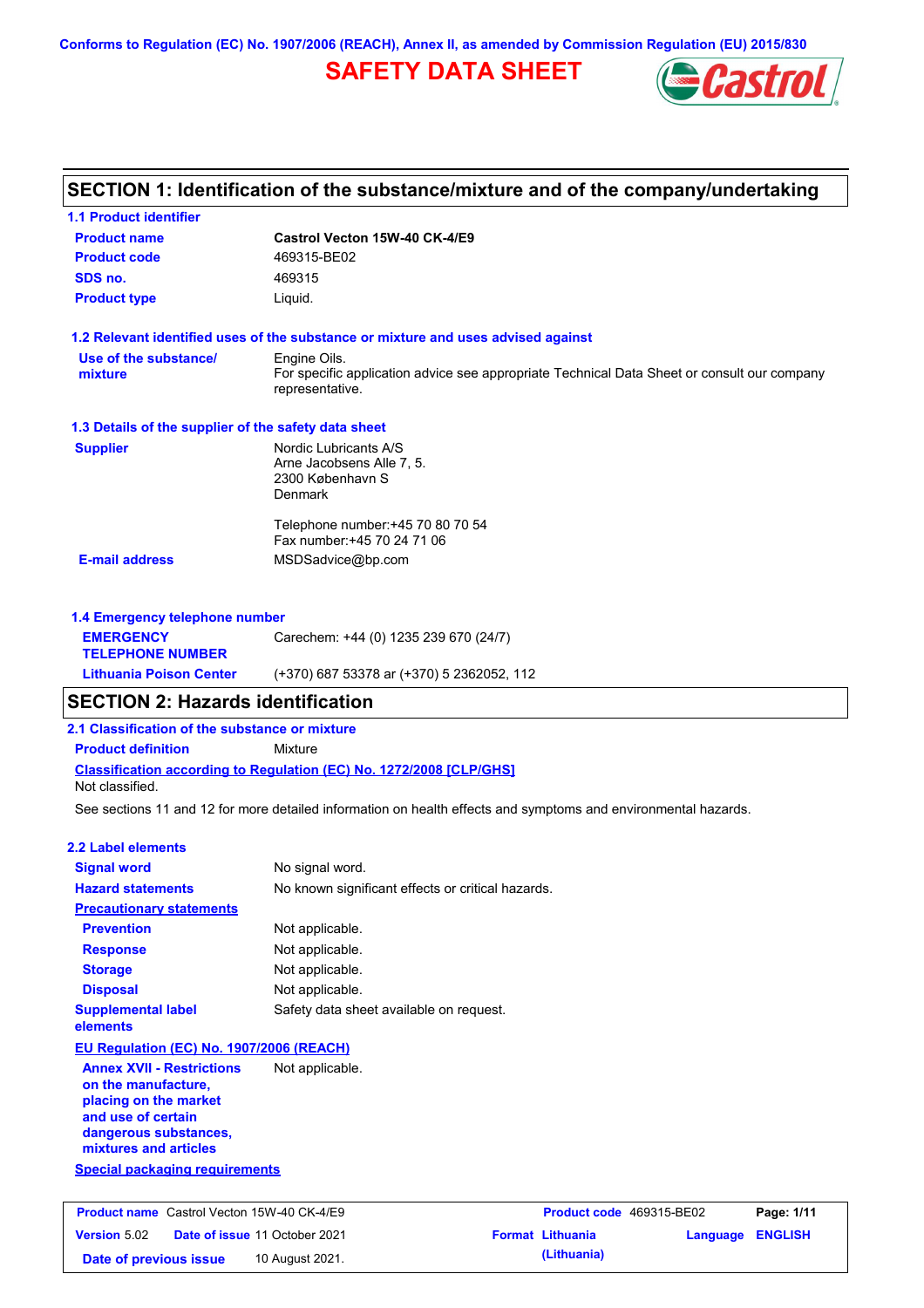Conforms to Regulation (EC) No. 1907/2006 (REACH), Annex II, as amended by Commission Regulation (EU) 2015/830

# SAFETY DATA SHEET

## SECTION 1: Identification of the substance/mixture and of the company/undertaking

### 1.1 Product identifier

| | |
|---|---|
| **Product name** | **Castrol Vecton 15W-40 CK-4/E9** |
| **Product code** | 469315-BE02 |
| **SDS no.** | 469315 |
| **Product type** | Liquid. |

### 1.2 Relevant identified uses of the substance or mixture and uses advised against

| | |
|---|---|
| **Use of the substance/ mixture** | Engine Oils. For specific application advice see appropriate Technical Data Sheet or consult our company representative. |

### 1.3 Details of the supplier of the safety data sheet

| | |
|---|---|
| **Supplier** | Nordic Lubricants A/S<br>Arne Jacobsens Alle 7, 5.<br>2300 København S<br>Denmark<br><br>Telephone number:+45 70 80 70 54<br>Fax number:+45 70 24 71 06 |
| **E-mail address** | MSDSadvice@bp.com |

### 1.4 Emergency telephone number

| | |
|---|---|
| **EMERGENCY TELEPHONE NUMBER** | Carechem: +44 (0) 1235 239 670 (24/7) |
| **Lithuania Poison Center** | (+370) 687 53378 ar (+370) 5 2362052, 112 |

## SECTION 2: Hazards identification

### 2.1 Classification of the substance or mixture

**Product definition** Mixture

**Classification according to Regulation (EC) No. 1272/2008 [CLP/GHS]**

Not classified.

See sections 11 and 12 for more detailed information on health effects and symptoms and environmental hazards.

### 2.2 Label elements

| | |
|---|---|
| **Signal word** | No signal word. |
| **Hazard statements** | No known significant effects or critical hazards. |
| **Precautionary statements** | |
| **Prevention** | Not applicable. |
| **Response** | Not applicable. |
| **Storage** | Not applicable. |
| **Disposal** | Not applicable. |
| **Supplemental label elements** | Safety data sheet available on request. |

**EU Regulation (EC) No. 1907/2006 (REACH)**

| | |
|---|---|
| **Annex XVII - Restrictions on the manufacture, placing on the market and use of certain dangerous substances, mixtures and articles** | Not applicable. |

**Special packaging requirements**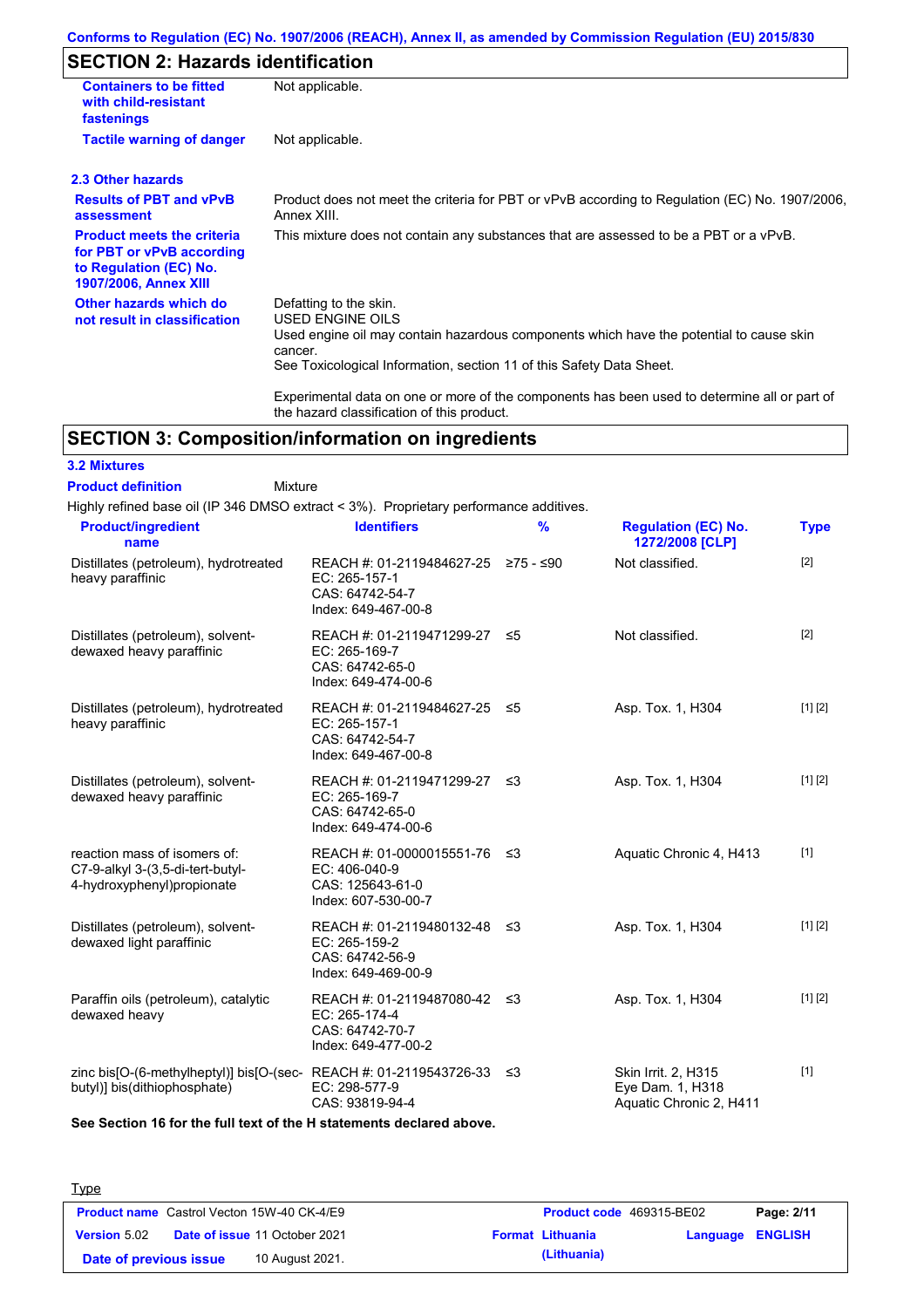## SECTION 2: Hazards identification

| | |
|---|---|
| **Containers to be fitted with child-resistant fastenings** | Not applicable. |
| **Tactile warning of danger** | Not applicable. |

### 2.3 Other hazards

| | |
|---|---|
| **Results of PBT and vPvB assessment** | Product does not meet the criteria for PBT or vPvB according to Regulation (EC) No. 1907/2006, Annex XIII. |
| **Product meets the criteria for PBT or vPvB according to Regulation (EC) No. 1907/2006, Annex XIII** | This mixture does not contain any substances that are assessed to be a PBT or a vPvB. |
| **Other hazards which do not result in classification** | Defatting to the skin.<br>USED ENGINE OILS<br>Used engine oil may contain hazardous components which have the potential to cause skin cancer.<br>See Toxicological Information, section 11 of this Safety Data Sheet.<br><br>Experimental data on one or more of the components has been used to determine all or part of the hazard classification of this product. |

## SECTION 3: Composition/information on ingredients

### 3.2 Mixtures

**Product definition** Mixture

Highly refined base oil (IP 346 DMSO extract < 3%). Proprietary performance additives.

| Product/ingredient name | Identifiers | % | Regulation (EC) No. 1272/2008 [CLP] | Type |
|---|---|---|---|---|
| Distillates (petroleum), hydrotreated heavy paraffinic | REACH #: 01-2119484627-25<br>EC: 265-157-1<br>CAS: 64742-54-7<br>Index: 649-467-00-8 | ≥75 - ≤90 | Not classified. | [2] |
| Distillates (petroleum), solvent-dewaxed heavy paraffinic | REACH #: 01-2119471299-27<br>EC: 265-169-7<br>CAS: 64742-65-0<br>Index: 649-474-00-6 | ≤5 | Not classified. | [2] |
| Distillates (petroleum), hydrotreated heavy paraffinic | REACH #: 01-2119484627-25<br>EC: 265-157-1<br>CAS: 64742-54-7<br>Index: 649-467-00-8 | ≤5 | Asp. Tox. 1, H304 | [1] [2] |
| Distillates (petroleum), solvent-dewaxed heavy paraffinic | REACH #: 01-2119471299-27<br>EC: 265-169-7<br>CAS: 64742-65-0<br>Index: 649-474-00-6 | ≤3 | Asp. Tox. 1, H304 | [1] [2] |
| reaction mass of isomers of: C7-9-alkyl 3-(3,5-di-tert-butyl-4-hydroxyphenyl)propionate | REACH #: 01-0000015551-76<br>EC: 406-040-9<br>CAS: 125643-61-0<br>Index: 607-530-00-7 | ≤3 | Aquatic Chronic 4, H413 | [1] |
| Distillates (petroleum), solvent-dewaxed light paraffinic | REACH #: 01-2119480132-48<br>EC: 265-159-2<br>CAS: 64742-56-9<br>Index: 649-469-00-9 | ≤3 | Asp. Tox. 1, H304 | [1] [2] |
| Paraffin oils (petroleum), catalytic dewaxed heavy | REACH #: 01-2119487080-42<br>EC: 265-174-4<br>CAS: 64742-70-7<br>Index: 649-477-00-2 | ≤3 | Asp. Tox. 1, H304 | [1] [2] |
| zinc bis[O-(6-methylheptyl)] bis[O-(sec-butyl)] bis(dithiophosphate) | REACH #: 01-2119543726-33<br>EC: 298-577-9<br>CAS: 93819-94-4 | ≤3 | Skin Irrit. 2, H315<br>Eye Dam. 1, H318<br>Aquatic Chronic 2, H411 | [1] |

**See Section 16 for the full text of the H statements declared above.**

Type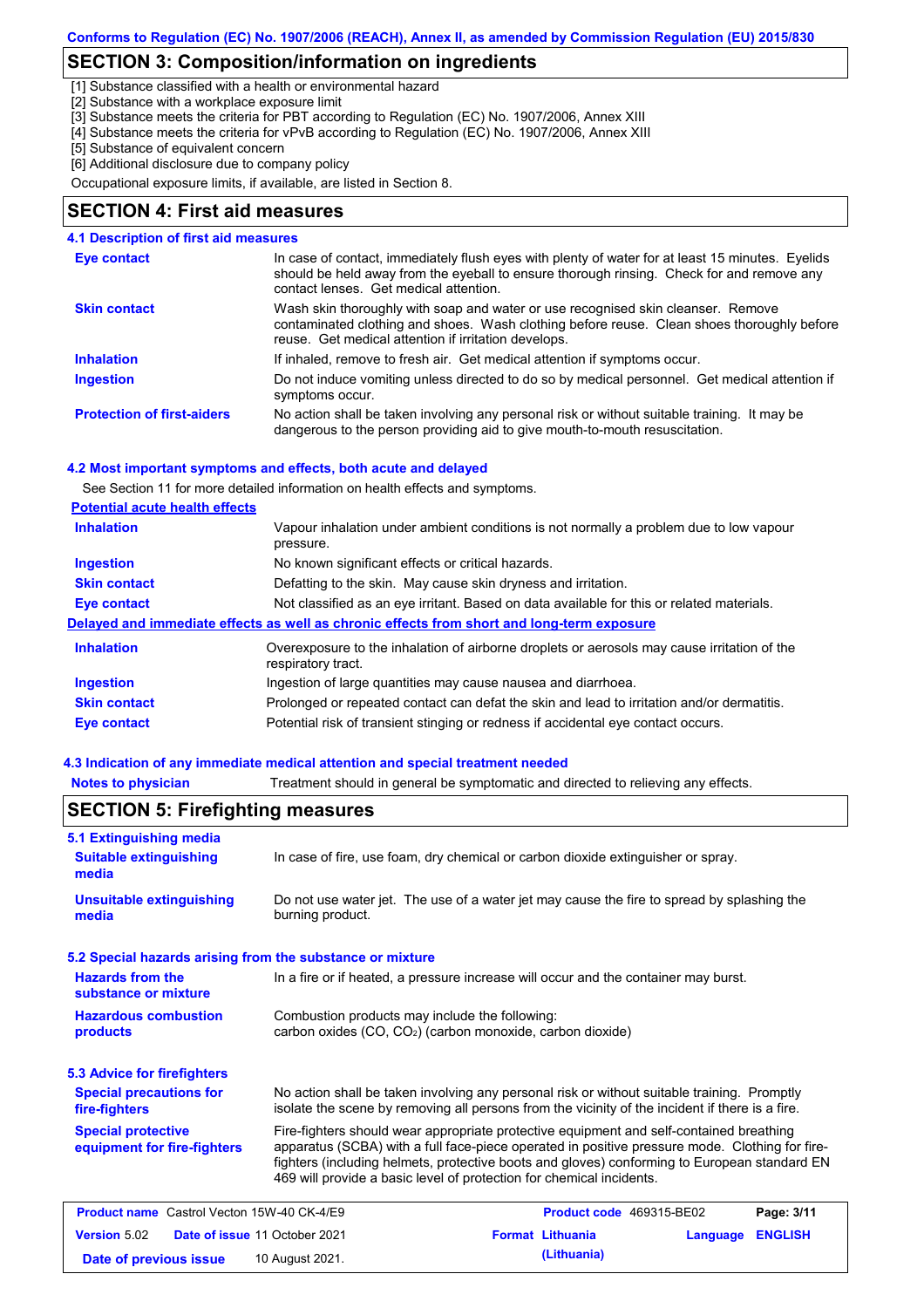## SECTION 3: Composition/information on ingredients

[1] Substance classified with a health or environmental hazard
[2] Substance with a workplace exposure limit
[3] Substance meets the criteria for PBT according to Regulation (EC) No. 1907/2006, Annex XIII
[4] Substance meets the criteria for vPvB according to Regulation (EC) No. 1907/2006, Annex XIII
[5] Substance of equivalent concern
[6] Additional disclosure due to company policy

Occupational exposure limits, if available, are listed in Section 8.

## SECTION 4: First aid measures

### 4.1 Description of first aid measures

| | |
|---|---|
| **Eye contact** | In case of contact, immediately flush eyes with plenty of water for at least 15 minutes. Eyelids should be held away from the eyeball to ensure thorough rinsing. Check for and remove any contact lenses. Get medical attention. |
| **Skin contact** | Wash skin thoroughly with soap and water or use recognised skin cleanser. Remove contaminated clothing and shoes. Wash clothing before reuse. Clean shoes thoroughly before reuse. Get medical attention if irritation develops. |
| **Inhalation** | If inhaled, remove to fresh air. Get medical attention if symptoms occur. |
| **Ingestion** | Do not induce vomiting unless directed to do so by medical personnel. Get medical attention if symptoms occur. |
| **Protection of first-aiders** | No action shall be taken involving any personal risk or without suitable training. It may be dangerous to the person providing aid to give mouth-to-mouth resuscitation. |

### 4.2 Most important symptoms and effects, both acute and delayed

See Section 11 for more detailed information on health effects and symptoms.

**Potential acute health effects**

| | |
|---|---|
| **Inhalation** | Vapour inhalation under ambient conditions is not normally a problem due to low vapour pressure. |
| **Ingestion** | No known significant effects or critical hazards. |
| **Skin contact** | Defatting to the skin. May cause skin dryness and irritation. |
| **Eye contact** | Not classified as an eye irritant. Based on data available for this or related materials. |

**Delayed and immediate effects as well as chronic effects from short and long-term exposure**

| | |
|---|---|
| **Inhalation** | Overexposure to the inhalation of airborne droplets or aerosols may cause irritation of the respiratory tract. |
| **Ingestion** | Ingestion of large quantities may cause nausea and diarrhoea. |
| **Skin contact** | Prolonged or repeated contact can defat the skin and lead to irritation and/or dermatitis. |
| **Eye contact** | Potential risk of transient stinging or redness if accidental eye contact occurs. |

### 4.3 Indication of any immediate medical attention and special treatment needed

| | |
|---|---|
| **Notes to physician** | Treatment should in general be symptomatic and directed to relieving any effects. |

## SECTION 5: Firefighting measures

### 5.1 Extinguishing media

| | |
|---|---|
| **Suitable extinguishing media** | In case of fire, use foam, dry chemical or carbon dioxide extinguisher or spray. |
| **Unsuitable extinguishing media** | Do not use water jet. The use of a water jet may cause the fire to spread by splashing the burning product. |

### 5.2 Special hazards arising from the substance or mixture

| | |
|---|---|
| **Hazards from the substance or mixture** | In a fire or if heated, a pressure increase will occur and the container may burst. |
| **Hazardous combustion products** | Combustion products may include the following: carbon oxides (CO, $CO_2$) (carbon monoxide, carbon dioxide) |

### 5.3 Advice for firefighters

| | |
|---|---|
| **Special precautions for fire-fighters** | No action shall be taken involving any personal risk or without suitable training. Promptly isolate the scene by removing all persons from the vicinity of the incident if there is a fire. |
| **Special protective equipment for fire-fighters** | Fire-fighters should wear appropriate protective equipment and self-contained breathing apparatus (SCBA) with a full face-piece operated in positive pressure mode. Clothing for fire-fighters (including helmets, protective boots and gloves) conforming to European standard EN 469 will provide a basic level of protection for chemical incidents. |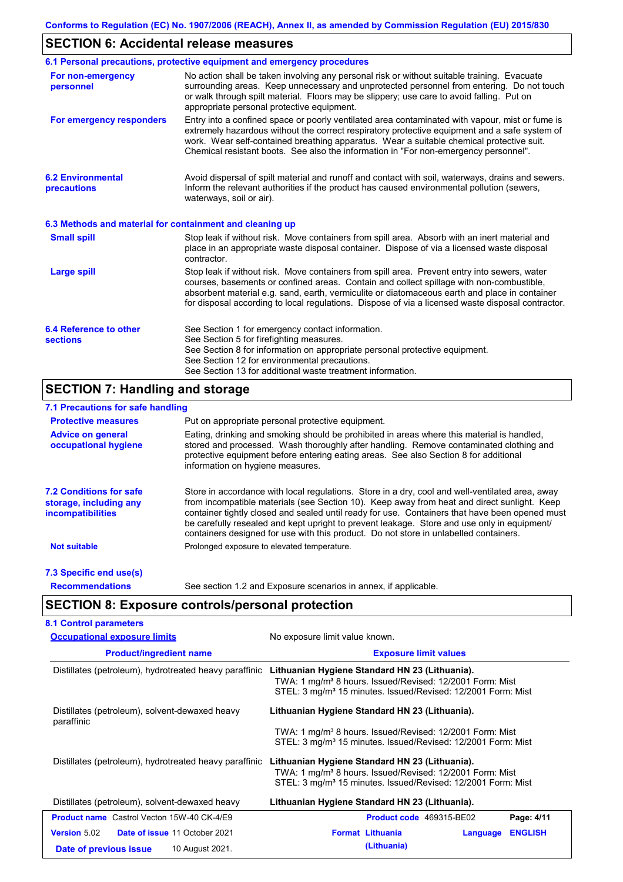## SECTION 6: Accidental release measures

### 6.1 Personal precautions, protective equipment and emergency procedures

**For non-emergency personnel**

No action shall be taken involving any personal risk or without suitable training. Evacuate surrounding areas. Keep unnecessary and unprotected personnel from entering. Do not touch or walk through spilt material. Floors may be slippery; use care to avoid falling. Put on appropriate personal protective equipment.

**For emergency responders**

Entry into a confined space or poorly ventilated area contaminated with vapour, mist or fume is extremely hazardous without the correct respiratory protective equipment and a safe system of work. Wear self-contained breathing apparatus. Wear a suitable chemical protective suit. Chemical resistant boots. See also the information in "For non-emergency personnel".

### 6.2 Environmental precautions

Avoid dispersal of spilt material and runoff and contact with soil, waterways, drains and sewers. Inform the relevant authorities if the product has caused environmental pollution (sewers, waterways, soil or air).

### 6.3 Methods and material for containment and cleaning up

**Small spill**

Stop leak if without risk. Move containers from spill area. Absorb with an inert material and place in an appropriate waste disposal container. Dispose of via a licensed waste disposal contractor.

**Large spill**

Stop leak if without risk. Move containers from spill area. Prevent entry into sewers, water courses, basements or confined areas. Contain and collect spillage with non-combustible, absorbent material e.g. sand, earth, vermiculite or diatomaceous earth and place in container for disposal according to local regulations. Dispose of via a licensed waste disposal contractor.

### 6.4 Reference to other sections

See Section 1 for emergency contact information.
See Section 5 for firefighting measures.
See Section 8 for information on appropriate personal protective equipment.
See Section 12 for environmental precautions.
See Section 13 for additional waste treatment information.

## SECTION 7: Handling and storage

### 7.1 Precautions for safe handling

**Protective measures**

Put on appropriate personal protective equipment.

**Advice on general occupational hygiene**

Eating, drinking and smoking should be prohibited in areas where this material is handled, stored and processed. Wash thoroughly after handling. Remove contaminated clothing and protective equipment before entering eating areas. See also Section 8 for additional information on hygiene measures.

### 7.2 Conditions for safe storage, including any incompatibilities

Store in accordance with local regulations. Store in a dry, cool and well-ventilated area, away from incompatible materials (see Section 10). Keep away from heat and direct sunlight. Keep container tightly closed and sealed until ready for use. Containers that have been opened must be carefully resealed and kept upright to prevent leakage. Store and use only in equipment/ containers designed for use with this product. Do not store in unlabelled containers.

**Not suitable**

Prolonged exposure to elevated temperature.

### 7.3 Specific end use(s)

**Recommendations**

See section 1.2 and Exposure scenarios in annex, if applicable.

## SECTION 8: Exposure controls/personal protection

### 8.1 Control parameters

**Occupational exposure limits**

No exposure limit value known.

| Product/ingredient name | Exposure limit values |
|---|---|
| Distillates (petroleum), hydrotreated heavy paraffinic | **Lithuanian Hygiene Standard HN 23 (Lithuania).**<br>TWA: 1 mg/m³ 8 hours. Issued/Revised: 12/2001 Form: Mist<br>STEL: 3 mg/m³ 15 minutes. Issued/Revised: 12/2001 Form: Mist |
| Distillates (petroleum), solvent-dewaxed heavy paraffinic | **Lithuanian Hygiene Standard HN 23 (Lithuania).**<br>TWA: 1 mg/m³ 8 hours. Issued/Revised: 12/2001 Form: Mist<br>STEL: 3 mg/m³ 15 minutes. Issued/Revised: 12/2001 Form: Mist |
| Distillates (petroleum), hydrotreated heavy paraffinic | **Lithuanian Hygiene Standard HN 23 (Lithuania).**<br>TWA: 1 mg/m³ 8 hours. Issued/Revised: 12/2001 Form: Mist<br>STEL: 3 mg/m³ 15 minutes. Issued/Revised: 12/2001 Form: Mist |
| Distillates (petroleum), solvent-dewaxed heavy | **Lithuanian Hygiene Standard HN 23 (Lithuania).** |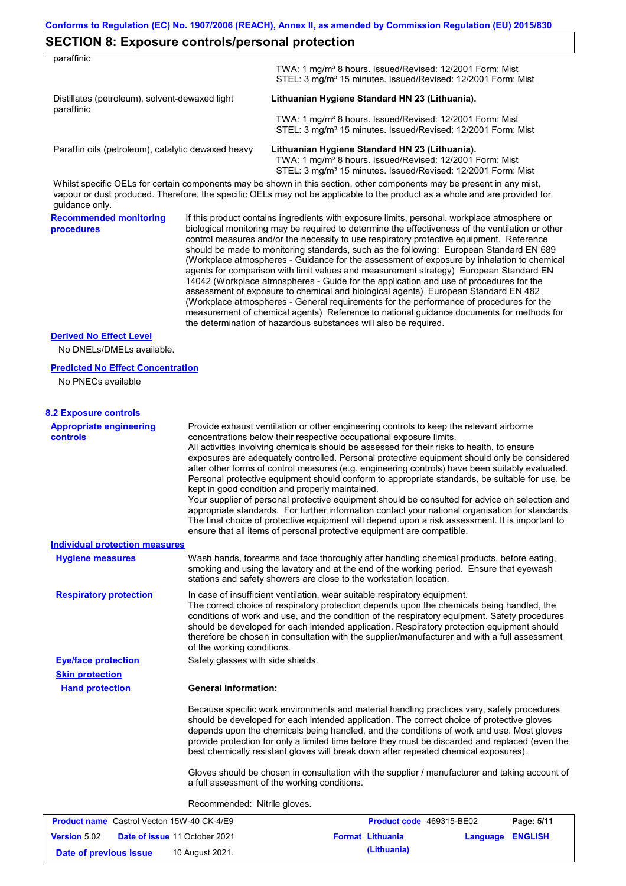Conforms to Regulation (EC) No. 1907/2006 (REACH), Annex II, as amended by Commission Regulation (EU) 2015/830

## SECTION 8: Exposure controls/personal protection

| | |
|---|---|
| paraffinic | TWA: 1 mg/m³ 8 hours. Issued/Revised: 12/2001 Form: Mist<br>STEL: 3 mg/m³ 15 minutes. Issued/Revised: 12/2001 Form: Mist |
| Distillates (petroleum), solvent-dewaxed light paraffinic | **Lithuanian Hygiene Standard HN 23 (Lithuania).**<br>TWA: 1 mg/m³ 8 hours. Issued/Revised: 12/2001 Form: Mist<br>STEL: 3 mg/m³ 15 minutes. Issued/Revised: 12/2001 Form: Mist |
| Paraffin oils (petroleum), catalytic dewaxed heavy | **Lithuanian Hygiene Standard HN 23 (Lithuania).**<br>TWA: 1 mg/m³ 8 hours. Issued/Revised: 12/2001 Form: Mist<br>STEL: 3 mg/m³ 15 minutes. Issued/Revised: 12/2001 Form: Mist |

Whilst specific OELs for certain components may be shown in this section, other components may be present in any mist, vapour or dust produced. Therefore, the specific OELs may not be applicable to the product as a whole and are provided for guidance only.

**Recommended monitoring procedures**

If this product contains ingredients with exposure limits, personal, workplace atmosphere or biological monitoring may be required to determine the effectiveness of the ventilation or other control measures and/or the necessity to use respiratory protective equipment. Reference should be made to monitoring standards, such as the following: European Standard EN 689 (Workplace atmospheres - Guidance for the assessment of exposure by inhalation to chemical agents for comparison with limit values and measurement strategy) European Standard EN 14042 (Workplace atmospheres - Guide for the application and use of procedures for the assessment of exposure to chemical and biological agents) European Standard EN 482 (Workplace atmospheres - General requirements for the performance of procedures for the measurement of chemical agents) Reference to national guidance documents for methods for the determination of hazardous substances will also be required.

**Derived No Effect Level**

No DNELs/DMELs available.

**Predicted No Effect Concentration**

No PNECs available

### 8.2 Exposure controls

**Appropriate engineering controls**

Provide exhaust ventilation or other engineering controls to keep the relevant airborne concentrations below their respective occupational exposure limits.
All activities involving chemicals should be assessed for their risks to health, to ensure exposures are adequately controlled. Personal protective equipment should only be considered after other forms of control measures (e.g. engineering controls) have been suitably evaluated. Personal protective equipment should conform to appropriate standards, be suitable for use, be kept in good condition and properly maintained.
Your supplier of personal protective equipment should be consulted for advice on selection and appropriate standards. For further information contact your national organisation for standards. The final choice of protective equipment will depend upon a risk assessment. It is important to ensure that all items of personal protective equipment are compatible.

**Individual protection measures**

**Hygiene measures**

Wash hands, forearms and face thoroughly after handling chemical products, before eating, smoking and using the lavatory and at the end of the working period. Ensure that eyewash stations and safety showers are close to the workstation location.

**Respiratory protection**

In case of insufficient ventilation, wear suitable respiratory equipment.
The correct choice of respiratory protection depends upon the chemicals being handled, the conditions of work and use, and the condition of the respiratory equipment. Safety procedures should be developed for each intended application. Respiratory protection equipment should therefore be chosen in consultation with the supplier/manufacturer and with a full assessment of the working conditions.

**Eye/face protection**

Safety glasses with side shields.

**Skin protection**

**Hand protection**

**General Information:**

Because specific work environments and material handling practices vary, safety procedures should be developed for each intended application. The correct choice of protective gloves depends upon the chemicals being handled, and the conditions of work and use. Most gloves provide protection for only a limited time before they must be discarded and replaced (even the best chemically resistant gloves will break down after repeated chemical exposures).

Gloves should be chosen in consultation with the supplier / manufacturer and taking account of a full assessment of the working conditions.

Recommended: Nitrile gloves.

| | | | |
|---|---|---|---|
| **Product name** Castrol Vecton 15W-40 CK-4/E9 | | **Product code** 469315-BE02 | **Page: 5/11** |
| **Version** 5.02 | **Date of issue** 11 October 2021 | **Format** Lithuania (Lithuania) | **Language** ENGLISH |
| **Date of previous issue** | 10 August 2021. | | |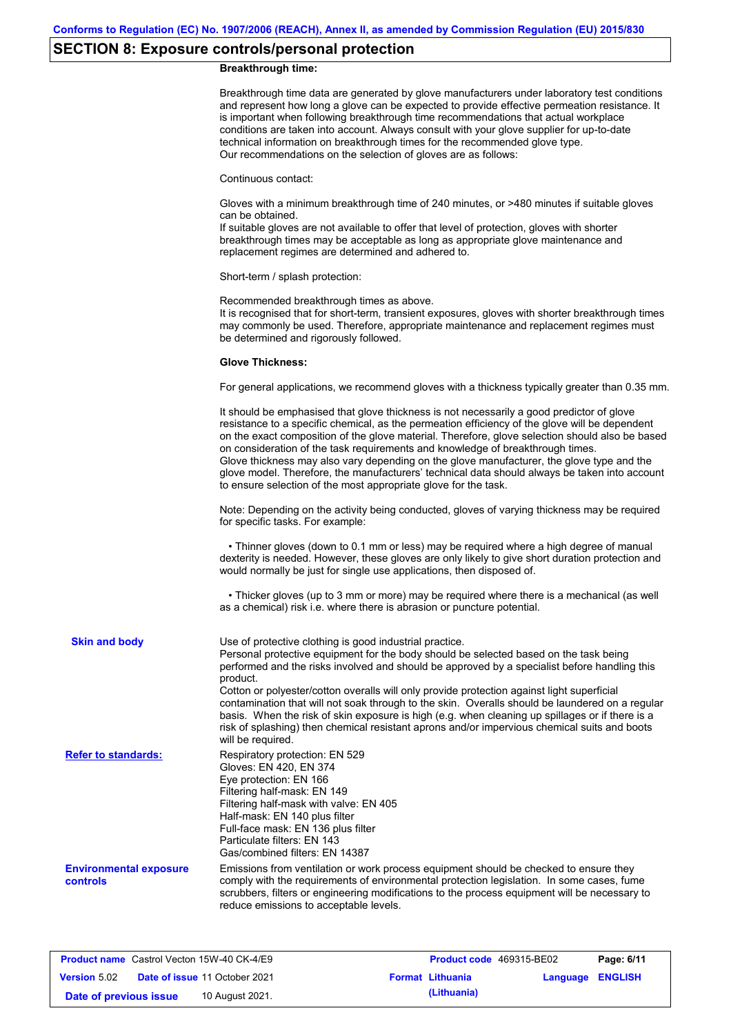## SECTION 8: Exposure controls/personal protection

**Breakthrough time:**

Breakthrough time data are generated by glove manufacturers under laboratory test conditions and represent how long a glove can be expected to provide effective permeation resistance. It is important when following breakthrough time recommendations that actual workplace conditions are taken into account. Always consult with your glove supplier for up-to-date technical information on breakthrough times for the recommended glove type.
Our recommendations on the selection of gloves are as follows:

Continuous contact:

Gloves with a minimum breakthrough time of 240 minutes, or >480 minutes if suitable gloves can be obtained.
If suitable gloves are not available to offer that level of protection, gloves with shorter breakthrough times may be acceptable as long as appropriate glove maintenance and replacement regimes are determined and adhered to.

Short-term / splash protection:

Recommended breakthrough times as above.
It is recognised that for short-term, transient exposures, gloves with shorter breakthrough times may commonly be used. Therefore, appropriate maintenance and replacement regimes must be determined and rigorously followed.

**Glove Thickness:**

For general applications, we recommend gloves with a thickness typically greater than 0.35 mm.

It should be emphasised that glove thickness is not necessarily a good predictor of glove resistance to a specific chemical, as the permeation efficiency of the glove will be dependent on the exact composition of the glove material. Therefore, glove selection should also be based on consideration of the task requirements and knowledge of breakthrough times.
Glove thickness may also vary depending on the glove manufacturer, the glove type and the glove model. Therefore, the manufacturers' technical data should always be taken into account to ensure selection of the most appropriate glove for the task.

Note: Depending on the activity being conducted, gloves of varying thickness may be required for specific tasks. For example:

- Thinner gloves (down to 0.1 mm or less) may be required where a high degree of manual dexterity is needed. However, these gloves are only likely to give short duration protection and would normally be just for single use applications, then disposed of.

- Thicker gloves (up to 3 mm or more) may be required where there is a mechanical (as well as a chemical) risk i.e. where there is abrasion or puncture potential.

**Skin and body**

Use of protective clothing is good industrial practice.
Personal protective equipment for the body should be selected based on the task being performed and the risks involved and should be approved by a specialist before handling this product.
Cotton or polyester/cotton overalls will only provide protection against light superficial contamination that will not soak through to the skin. Overalls should be laundered on a regular basis. When the risk of skin exposure is high (e.g. when cleaning up spillages or if there is a risk of splashing) then chemical resistant aprons and/or impervious chemical suits and boots will be required.

**Refer to standards:**

Respiratory protection: EN 529
Gloves: EN 420, EN 374
Eye protection: EN 166
Filtering half-mask: EN 149
Filtering half-mask with valve: EN 405
Half-mask: EN 140 plus filter
Full-face mask: EN 136 plus filter
Particulate filters: EN 143
Gas/combined filters: EN 14387

**Environmental exposure controls**

Emissions from ventilation or work process equipment should be checked to ensure they comply with the requirements of environmental protection legislation. In some cases, fume scrubbers, filters or engineering modifications to the process equipment will be necessary to reduce emissions to acceptable levels.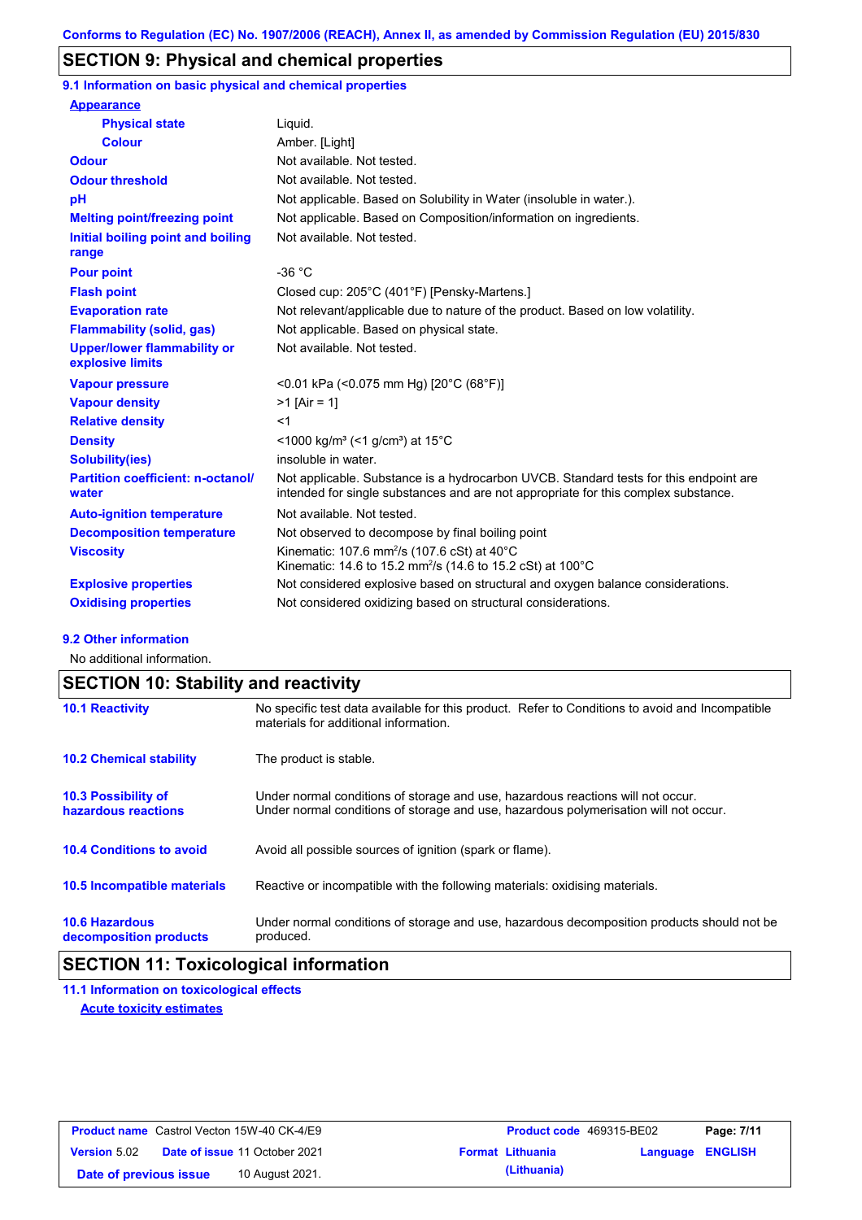## SECTION 9: Physical and chemical properties

### 9.1 Information on basic physical and chemical properties

**Appearance**

| Property | Value |
|---|---|
| **Physical state** | Liquid. |
| **Colour** | Amber. [Light] |
| **Odour** | Not available. Not tested. |
| **Odour threshold** | Not available. Not tested. |
| **pH** | Not applicable. Based on Solubility in Water (insoluble in water.). |
| **Melting point/freezing point** | Not applicable. Based on Composition/information on ingredients. |
| **Initial boiling point and boiling range** | Not available. Not tested. |
| **Pour point** | -36 °C |
| **Flash point** | Closed cup: 205°C (401°F) [Pensky-Martens.] |
| **Evaporation rate** | Not relevant/applicable due to nature of the product. Based on low volatility. |
| **Flammability (solid, gas)** | Not applicable. Based on physical state. |
| **Upper/lower flammability or explosive limits** | Not available. Not tested. |
| **Vapour pressure** | <0.01 kPa (<0.075 mm Hg) [20°C (68°F)] |
| **Vapour density** | >1 [Air = 1] |
| **Relative density** | <1 |
| **Density** | <1000 kg/m³ (<1 g/cm³) at 15°C |
| **Solubility(ies)** | insoluble in water. |
| **Partition coefficient: n-octanol/ water** | Not applicable. Substance is a hydrocarbon UVCB. Standard tests for this endpoint are intended for single substances and are not appropriate for this complex substance. |
| **Auto-ignition temperature** | Not available. Not tested. |
| **Decomposition temperature** | Not observed to decompose by final boiling point |
| **Viscosity** | Kinematic: 107.6 mm²/s (107.6 cSt) at 40°C<br>Kinematic: 14.6 to 15.2 mm²/s (14.6 to 15.2 cSt) at 100°C |
| **Explosive properties** | Not considered explosive based on structural and oxygen balance considerations. |
| **Oxidising properties** | Not considered oxidizing based on structural considerations. |

### 9.2 Other information

No additional information.

## SECTION 10: Stability and reactivity

| | |
|---|---|
| **10.1 Reactivity** | No specific test data available for this product. Refer to Conditions to avoid and Incompatible materials for additional information. |
| **10.2 Chemical stability** | The product is stable. |
| **10.3 Possibility of hazardous reactions** | Under normal conditions of storage and use, hazardous reactions will not occur.<br>Under normal conditions of storage and use, hazardous polymerisation will not occur. |
| **10.4 Conditions to avoid** | Avoid all possible sources of ignition (spark or flame). |
| **10.5 Incompatible materials** | Reactive or incompatible with the following materials: oxidising materials. |
| **10.6 Hazardous decomposition products** | Under normal conditions of storage and use, hazardous decomposition products should not be produced. |

## SECTION 11: Toxicological information

### 11.1 Information on toxicological effects

**Acute toxicity estimates**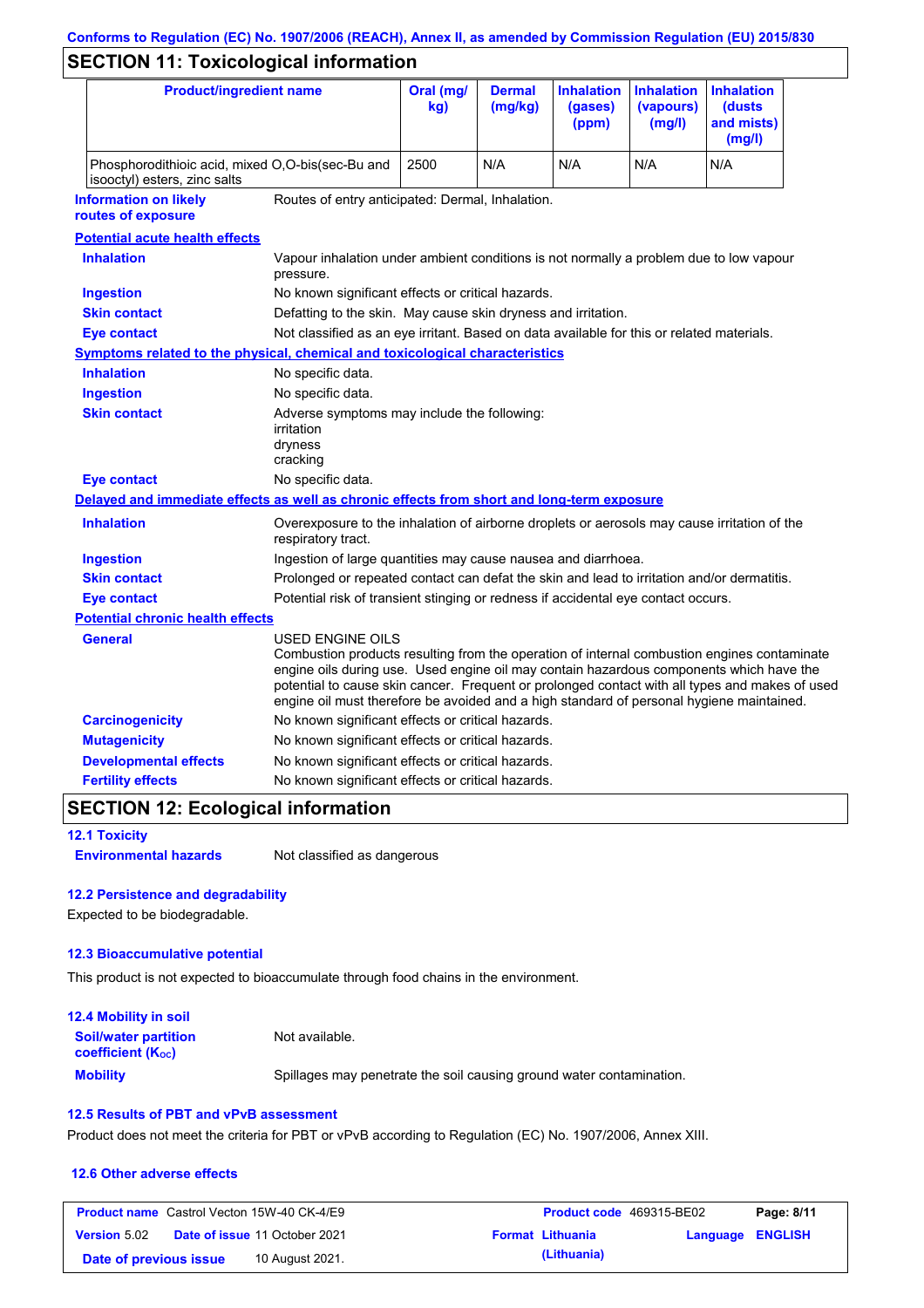## SECTION 11: Toxicological information

| Product/ingredient name | Oral (mg/kg) | Dermal (mg/kg) | Inhalation (gases) (ppm) | Inhalation (vapours) (mg/l) | Inhalation (dusts and mists) (mg/l) |
|---|---|---|---|---|---|
| Phosphorodithioic acid, mixed O,O-bis(sec-Bu and isooctyl) esters, zinc salts | 2500 | N/A | N/A | N/A | N/A |

**Information on likely routes of exposure**: Routes of entry anticipated: Dermal, Inhalation.

**Potential acute health effects**

**Inhalation**: Vapour inhalation under ambient conditions is not normally a problem due to low vapour pressure.

**Ingestion**: No known significant effects or critical hazards.

**Skin contact**: Defatting to the skin. May cause skin dryness and irritation.

**Eye contact**: Not classified as an eye irritant. Based on data available for this or related materials.

**Symptoms related to the physical, chemical and toxicological characteristics**

**Inhalation**: No specific data.

**Ingestion**: No specific data.

**Skin contact**: Adverse symptoms may include the following:
irritation
dryness
cracking

**Eye contact**: No specific data.

**Delayed and immediate effects as well as chronic effects from short and long-term exposure**

**Inhalation**: Overexposure to the inhalation of airborne droplets or aerosols may cause irritation of the respiratory tract.

**Ingestion**: Ingestion of large quantities may cause nausea and diarrhoea.

**Skin contact**: Prolonged or repeated contact can defat the skin and lead to irritation and/or dermatitis.

**Eye contact**: Potential risk of transient stinging or redness if accidental eye contact occurs.

**Potential chronic health effects**

**General**: USED ENGINE OILS
Combustion products resulting from the operation of internal combustion engines contaminate engine oils during use. Used engine oil may contain hazardous components which have the potential to cause skin cancer. Frequent or prolonged contact with all types and makes of used engine oil must therefore be avoided and a high standard of personal hygiene maintained.

**Carcinogenicity**: No known significant effects or critical hazards.

**Mutagenicity**: No known significant effects or critical hazards.

**Developmental effects**: No known significant effects or critical hazards.

**Fertility effects**: No known significant effects or critical hazards.

## SECTION 12: Ecological information

### 12.1 Toxicity

**Environmental hazards**: Not classified as dangerous

### 12.2 Persistence and degradability

Expected to be biodegradable.

### 12.3 Bioaccumulative potential

This product is not expected to bioaccumulate through food chains in the environment.

### 12.4 Mobility in soil

**Soil/water partition coefficient ($K_{OC}$)**: Not available.

**Mobility**: Spillages may penetrate the soil causing ground water contamination.

### 12.5 Results of PBT and vPvB assessment

Product does not meet the criteria for PBT or vPvB according to Regulation (EC) No. 1907/2006, Annex XIII.

### 12.6 Other adverse effects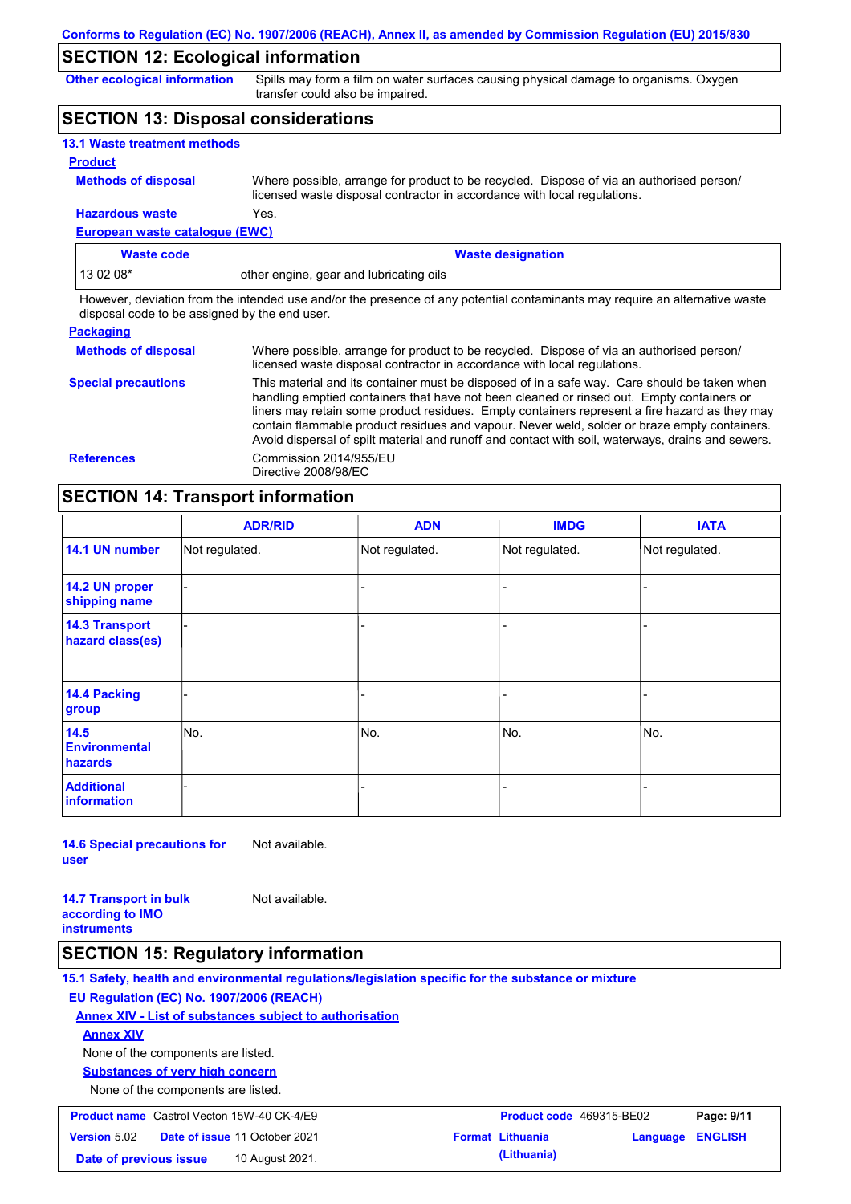## SECTION 12: Ecological information

**Other ecological information** Spills may form a film on water surfaces causing physical damage to organisms. Oxygen transfer could also be impaired.

## SECTION 13: Disposal considerations

### 13.1 Waste treatment methods

**Product**

**Methods of disposal** Where possible, arrange for product to be recycled. Dispose of via an authorised person/ licensed waste disposal contractor in accordance with local regulations.

**Hazardous waste** Yes.

**European waste catalogue (EWC)**

| Waste code | Waste designation |
|---|---|
| 13 02 08* | other engine, gear and lubricating oils |

However, deviation from the intended use and/or the presence of any potential contaminants may require an alternative waste disposal code to be assigned by the end user.

**Packaging**

**Methods of disposal** Where possible, arrange for product to be recycled. Dispose of via an authorised person/ licensed waste disposal contractor in accordance with local regulations.

**Special precautions** This material and its container must be disposed of in a safe way. Care should be taken when handling emptied containers that have not been cleaned or rinsed out. Empty containers or liners may retain some product residues. Empty containers represent a fire hazard as they may contain flammable product residues and vapour. Never weld, solder or braze empty containers. Avoid dispersal of spilt material and runoff and contact with soil, waterways, drains and sewers.

**References** Commission 2014/955/EU
Directive 2008/98/EC

## SECTION 14: Transport information

| | ADR/RID | ADN | IMDG | IATA |
|---|---|---|---|---|
| 14.1 UN number | Not regulated. | Not regulated. | Not regulated. | Not regulated. |
| 14.2 UN proper shipping name | - | - | - | - |
| 14.3 Transport hazard class(es) | - | - | - | - |
| 14.4 Packing group | - | - | - | - |
| 14.5 Environmental hazards | No. | No. | No. | No. |
| Additional information | - | - | - | - |

**14.6 Special precautions for user** Not available.

**14.7 Transport in bulk according to IMO instruments** Not available.

## SECTION 15: Regulatory information

### 15.1 Safety, health and environmental regulations/legislation specific for the substance or mixture

**EU Regulation (EC) No. 1907/2006 (REACH)**

**Annex XIV - List of substances subject to authorisation**

**Annex XIV**

None of the components are listed.

**Substances of very high concern**

None of the components are listed.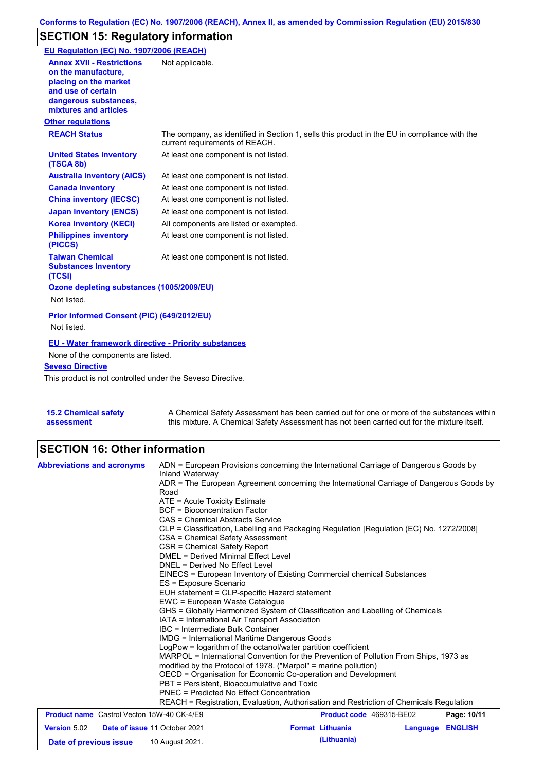## SECTION 15: Regulatory information

**EU Regulation (EC) No. 1907/2006 (REACH)**

| | |
|---|---|
| **Annex XVII - Restrictions on the manufacture, placing on the market and use of certain dangerous substances, mixtures and articles** | Not applicable. |

**Other regulations**

| | |
|---|---|
| **REACH Status** | The company, as identified in Section 1, sells this product in the EU in compliance with the current requirements of REACH. |
| **United States inventory (TSCA 8b)** | At least one component is not listed. |
| **Australia inventory (AICS)** | At least one component is not listed. |
| **Canada inventory** | At least one component is not listed. |
| **China inventory (IECSC)** | At least one component is not listed. |
| **Japan inventory (ENCS)** | At least one component is not listed. |
| **Korea inventory (KECI)** | All components are listed or exempted. |
| **Philippines inventory (PICCS)** | At least one component is not listed. |
| **Taiwan Chemical Substances Inventory (TCSI)** | At least one component is not listed. |

**Ozone depleting substances (1005/2009/EU)**

Not listed.

**Prior Informed Consent (PIC) (649/2012/EU)**

Not listed.

**EU - Water framework directive - Priority substances**

None of the components are listed.

**Seveso Directive**

This product is not controlled under the Seveso Directive.

| | |
|---|---|
| **15.2 Chemical safety assessment** | A Chemical Safety Assessment has been carried out for one or more of the substances within this mixture. A Chemical Safety Assessment has not been carried out for the mixture itself. |

## SECTION 16: Other information

**Abbreviations and acronyms**

ADN = European Provisions concerning the International Carriage of Dangerous Goods by Inland Waterway
ADR = The European Agreement concerning the International Carriage of Dangerous Goods by Road
ATE = Acute Toxicity Estimate
BCF = Bioconcentration Factor
CAS = Chemical Abstracts Service
CLP = Classification, Labelling and Packaging Regulation [Regulation (EC) No. 1272/2008]
CSA = Chemical Safety Assessment
CSR = Chemical Safety Report
DMEL = Derived Minimal Effect Level
DNEL = Derived No Effect Level
EINECS = European Inventory of Existing Commercial chemical Substances
ES = Exposure Scenario
EUH statement = CLP-specific Hazard statement
EWC = European Waste Catalogue
GHS = Globally Harmonized System of Classification and Labelling of Chemicals
IATA = International Air Transport Association
IBC = Intermediate Bulk Container
IMDG = International Maritime Dangerous Goods
LogPow = logarithm of the octanol/water partition coefficient
MARPOL = International Convention for the Prevention of Pollution From Ships, 1973 as modified by the Protocol of 1978. ("Marpol" = marine pollution)
OECD = Organisation for Economic Co-operation and Development
PBT = Persistent, Bioaccumulative and Toxic
PNEC = Predicted No Effect Concentration
REACH = Registration, Evaluation, Authorisation and Restriction of Chemicals Regulation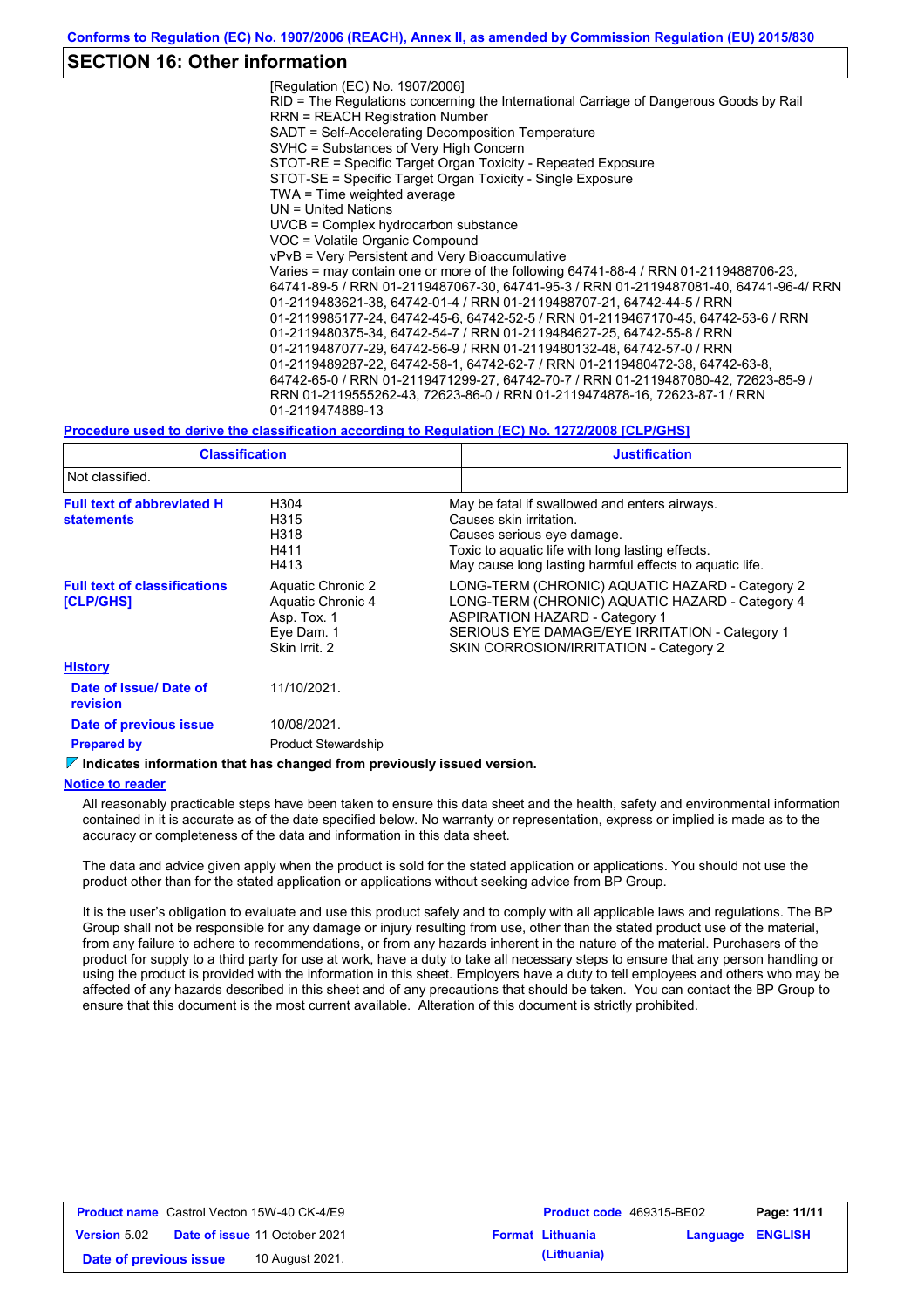## SECTION 16: Other information

[Regulation (EC) No. 1907/2006]
RID = The Regulations concerning the International Carriage of Dangerous Goods by Rail
RRN = REACH Registration Number
SADT = Self-Accelerating Decomposition Temperature
SVHC = Substances of Very High Concern
STOT-RE = Specific Target Organ Toxicity - Repeated Exposure
STOT-SE = Specific Target Organ Toxicity - Single Exposure
TWA = Time weighted average
UN = United Nations
UVCB = Complex hydrocarbon substance
VOC = Volatile Organic Compound
vPvB = Very Persistent and Very Bioaccumulative
Varies = may contain one or more of the following 64741-88-4 / RRN 01-2119488706-23, 64741-89-5 / RRN 01-2119487067-30, 64741-95-3 / RRN 01-2119487081-40, 64741-96-4/ RRN 01-2119483621-38, 64742-01-4 / RRN 01-2119488707-21, 64742-44-5 / RRN 01-2119985177-24, 64742-45-6, 64742-52-5 / RRN 01-2119467170-45, 64742-53-6 / RRN 01-2119480375-34, 64742-54-7 / RRN 01-2119484627-25, 64742-55-8 / RRN 01-2119487077-29, 64742-56-9 / RRN 01-2119480132-48, 64742-57-0 / RRN 01-2119489287-22, 64742-58-1, 64742-62-7 / RRN 01-2119480472-38, 64742-63-8, 64742-65-0 / RRN 01-2119471299-27, 64742-70-7 / RRN 01-2119487080-42, 72623-85-9 / RRN 01-2119555262-43, 72623-86-0 / RRN 01-2119474878-16, 72623-87-1 / RRN 01-2119474889-13

**Procedure used to derive the classification according to Regulation (EC) No. 1272/2008 [CLP/GHS]**

| Classification | Justification |
|---|---|
| Not classified. | |

**Full text of abbreviated H statements**

| | |
|---|---|
| H304 | May be fatal if swallowed and enters airways. |
| H315 | Causes skin irritation. |
| H318 | Causes serious eye damage. |
| H411 | Toxic to aquatic life with long lasting effects. |
| H413 | May cause long lasting harmful effects to aquatic life. |

**Full text of classifications [CLP/GHS]**

| | |
|---|---|
| Aquatic Chronic 2 | LONG-TERM (CHRONIC) AQUATIC HAZARD - Category 2 |
| Aquatic Chronic 4 | LONG-TERM (CHRONIC) AQUATIC HAZARD - Category 4 |
| Asp. Tox. 1 | ASPIRATION HAZARD - Category 1 |
| Eye Dam. 1 | SERIOUS EYE DAMAGE/EYE IRRITATION - Category 1 |
| Skin Irrit. 2 | SKIN CORROSION/IRRITATION - Category 2 |

**History**

**Date of issue/ Date of revision**: 11/10/2021.

**Date of previous issue**: 10/08/2021.

**Prepared by**: Product Stewardship

**Indicates information that has changed from previously issued version.**

**Notice to reader**

All reasonably practicable steps have been taken to ensure this data sheet and the health, safety and environmental information contained in it is accurate as of the date specified below. No warranty or representation, express or implied is made as to the accuracy or completeness of the data and information in this data sheet.

The data and advice given apply when the product is sold for the stated application or applications. You should not use the product other than for the stated application or applications without seeking advice from BP Group.

It is the user's obligation to evaluate and use this product safely and to comply with all applicable laws and regulations. The BP Group shall not be responsible for any damage or injury resulting from use, other than the stated product use of the material, from any failure to adhere to recommendations, or from any hazards inherent in the nature of the material. Purchasers of the product for supply to a third party for use at work, have a duty to take all necessary steps to ensure that any person handling or using the product is provided with the information in this sheet. Employers have a duty to tell employees and others who may be affected of any hazards described in this sheet and of any precautions that should be taken. You can contact the BP Group to ensure that this document is the most current available. Alteration of this document is strictly prohibited.